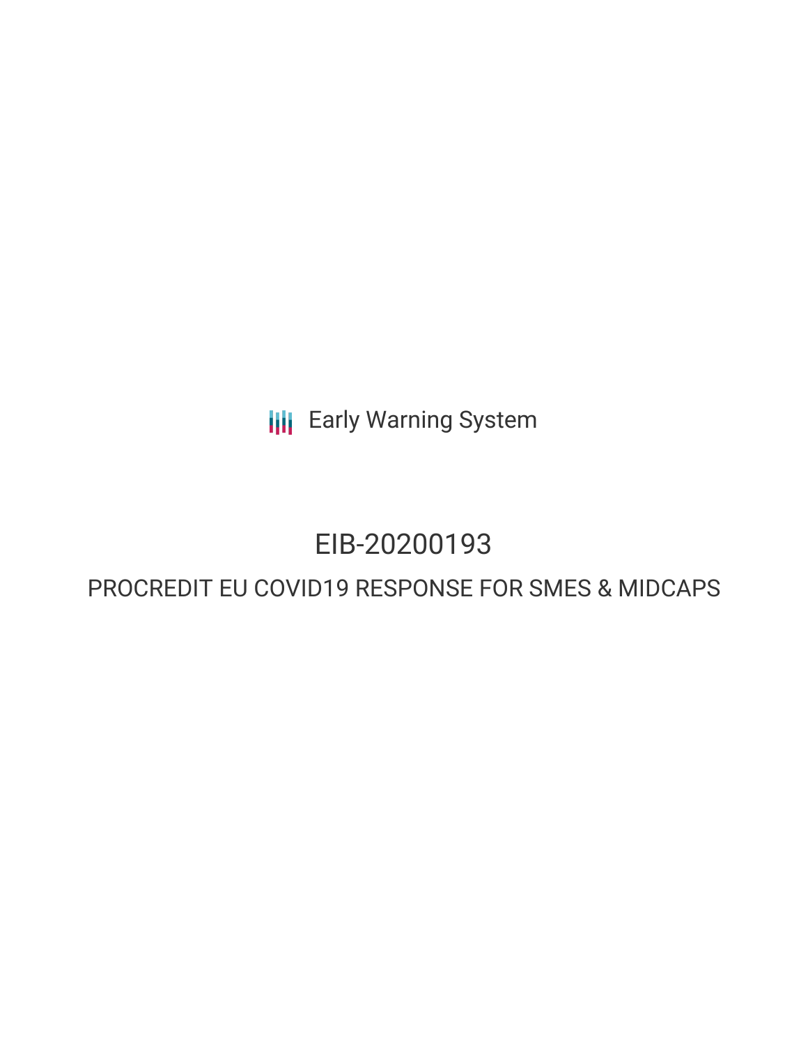Early Warning System

# EIB-20200193

## PROCREDIT EU COVID19 RESPONSE FOR SMES & MIDCAPS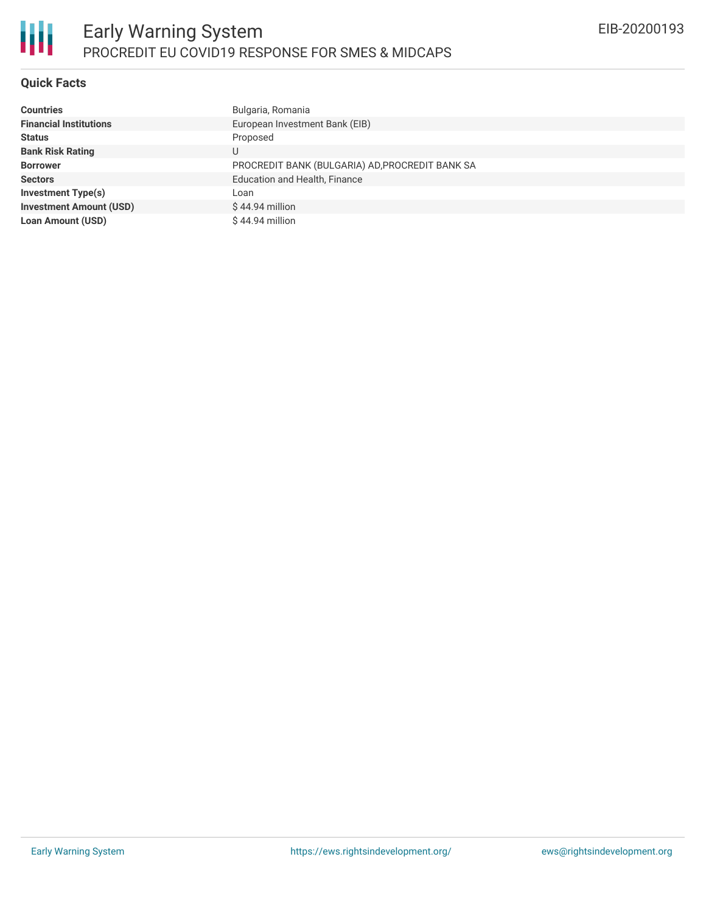## Quick Facts

| | |
|---|---|
| **Countries** | Bulgaria, Romania |
| **Financial Institutions** | European Investment Bank (EIB) |
| **Status** | Proposed |
| **Bank Risk Rating** | U |
| **Borrower** | PROCREDIT BANK (BULGARIA) AD,PROCREDIT BANK SA |
| **Sectors** | Education and Health, Finance |
| **Investment Type(s)** | Loan |
| **Investment Amount (USD)** | $ 44.94 million |
| **Loan Amount (USD)** | $ 44.94 million |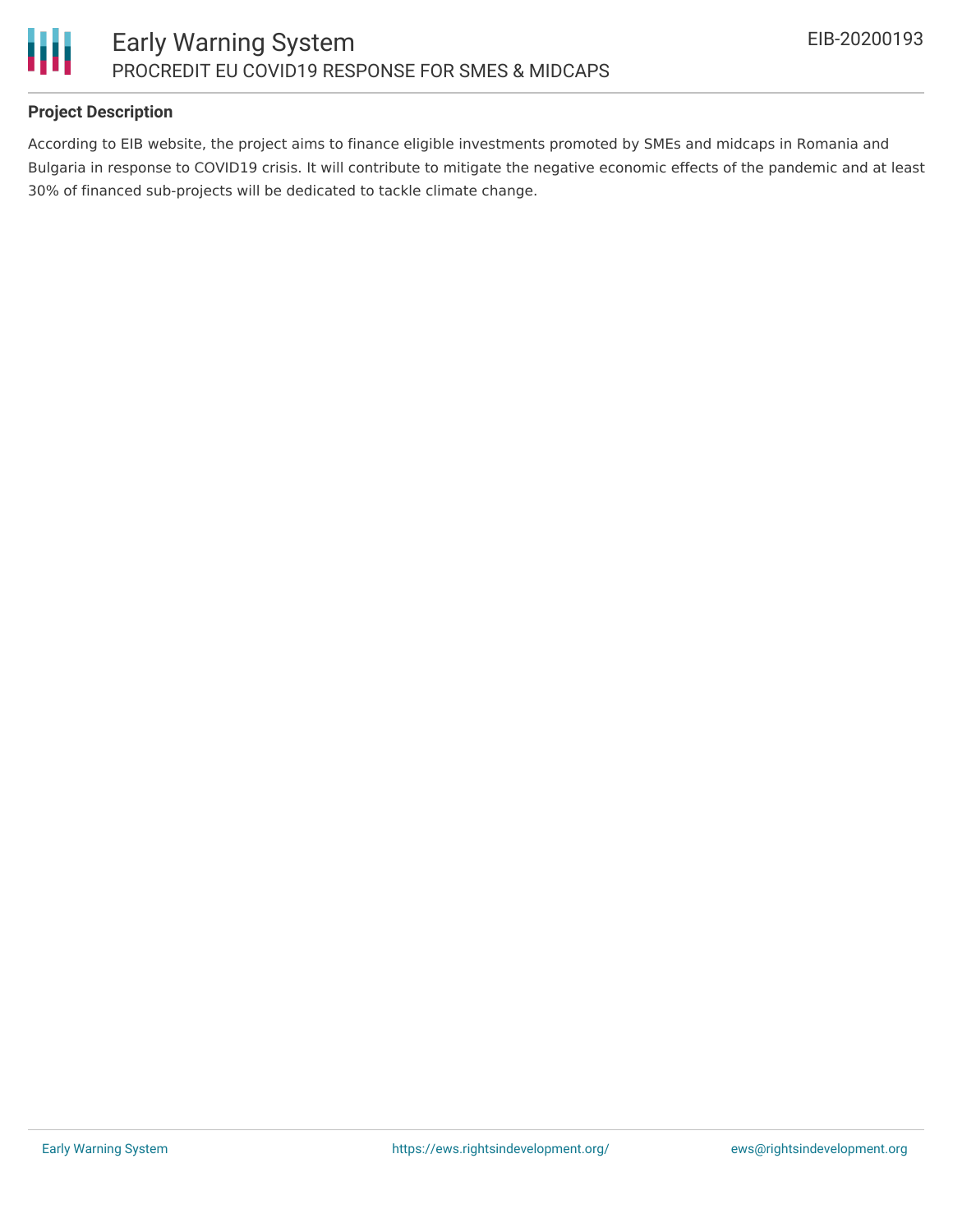**Project Description**

According to EIB website, the project aims to finance eligible investments promoted by SMEs and midcaps in Romania and Bulgaria in response to COVID19 crisis. It will contribute to mitigate the negative economic effects of the pandemic and at least 30% of financed sub-projects will be dedicated to tackle climate change.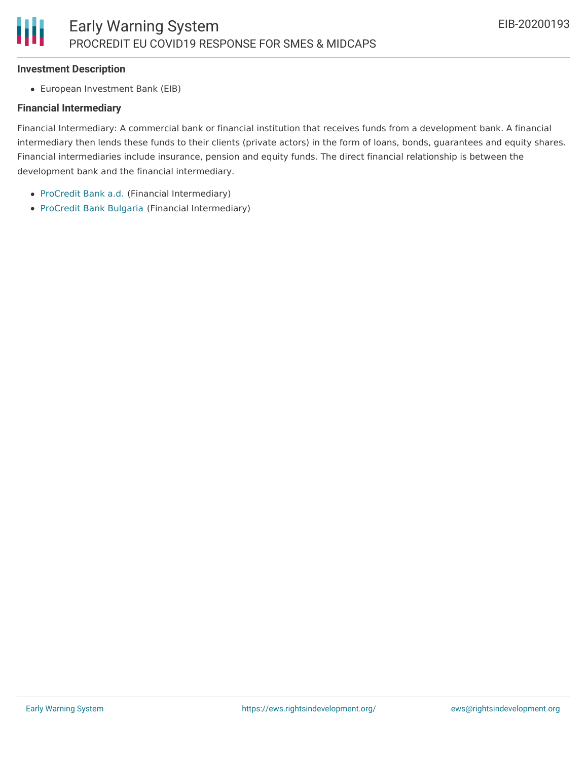### Investment Description

- European Investment Bank (EIB)

### Financial Intermediary

Financial Intermediary: A commercial bank or financial institution that receives funds from a development bank. A financial intermediary then lends these funds to their clients (private actors) in the form of loans, bonds, guarantees and equity shares. Financial intermediaries include insurance, pension and equity funds. The direct financial relationship is between the development bank and the financial intermediary.

- ProCredit Bank a.d. (Financial Intermediary)
- ProCredit Bank Bulgaria (Financial Intermediary)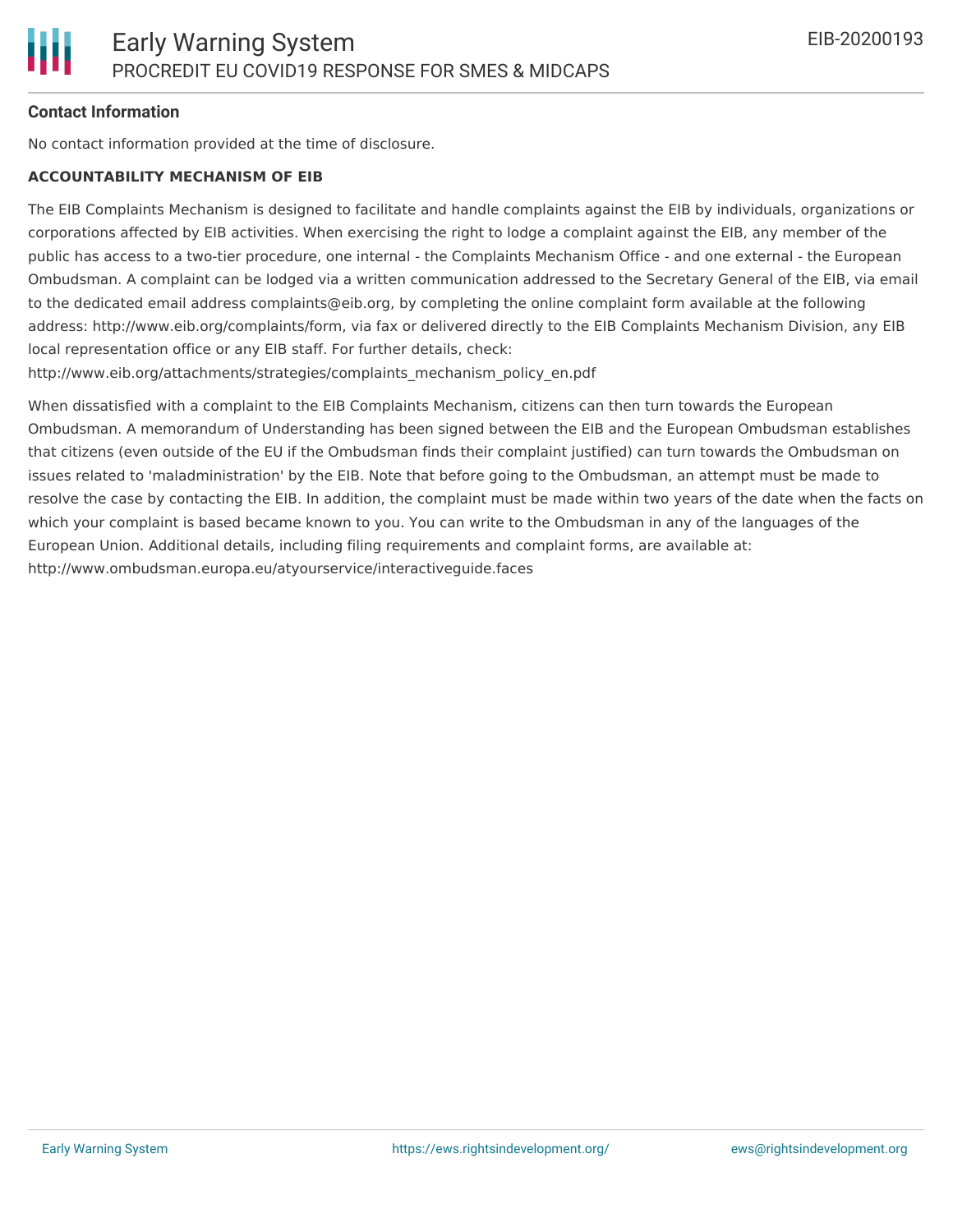**Contact Information**

No contact information provided at the time of disclosure.

**ACCOUNTABILITY MECHANISM OF EIB**

The EIB Complaints Mechanism is designed to facilitate and handle complaints against the EIB by individuals, organizations or corporations affected by EIB activities. When exercising the right to lodge a complaint against the EIB, any member of the public has access to a two-tier procedure, one internal - the Complaints Mechanism Office - and one external - the European Ombudsman. A complaint can be lodged via a written communication addressed to the Secretary General of the EIB, via email to the dedicated email address complaints@eib.org, by completing the online complaint form available at the following address: http://www.eib.org/complaints/form, via fax or delivered directly to the EIB Complaints Mechanism Division, any EIB local representation office or any EIB staff. For further details, check: http://www.eib.org/attachments/strategies/complaints_mechanism_policy_en.pdf

When dissatisfied with a complaint to the EIB Complaints Mechanism, citizens can then turn towards the European Ombudsman. A memorandum of Understanding has been signed between the EIB and the European Ombudsman establishes that citizens (even outside of the EU if the Ombudsman finds their complaint justified) can turn towards the Ombudsman on issues related to 'maladministration' by the EIB. Note that before going to the Ombudsman, an attempt must be made to resolve the case by contacting the EIB. In addition, the complaint must be made within two years of the date when the facts on which your complaint is based became known to you. You can write to the Ombudsman in any of the languages of the European Union. Additional details, including filing requirements and complaint forms, are available at: http://www.ombudsman.europa.eu/atyourservice/interactiveguide.faces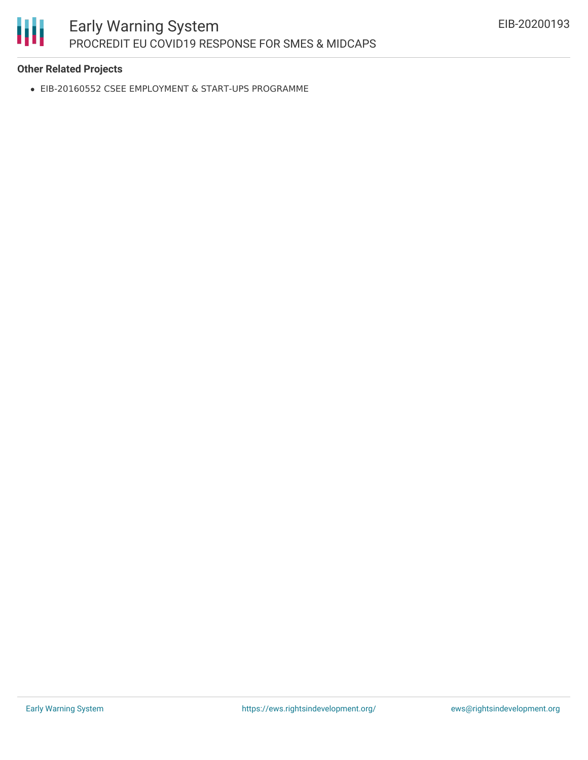**Other Related Projects**

- EIB-20160552 CSEE EMPLOYMENT & START-UPS PROGRAMME